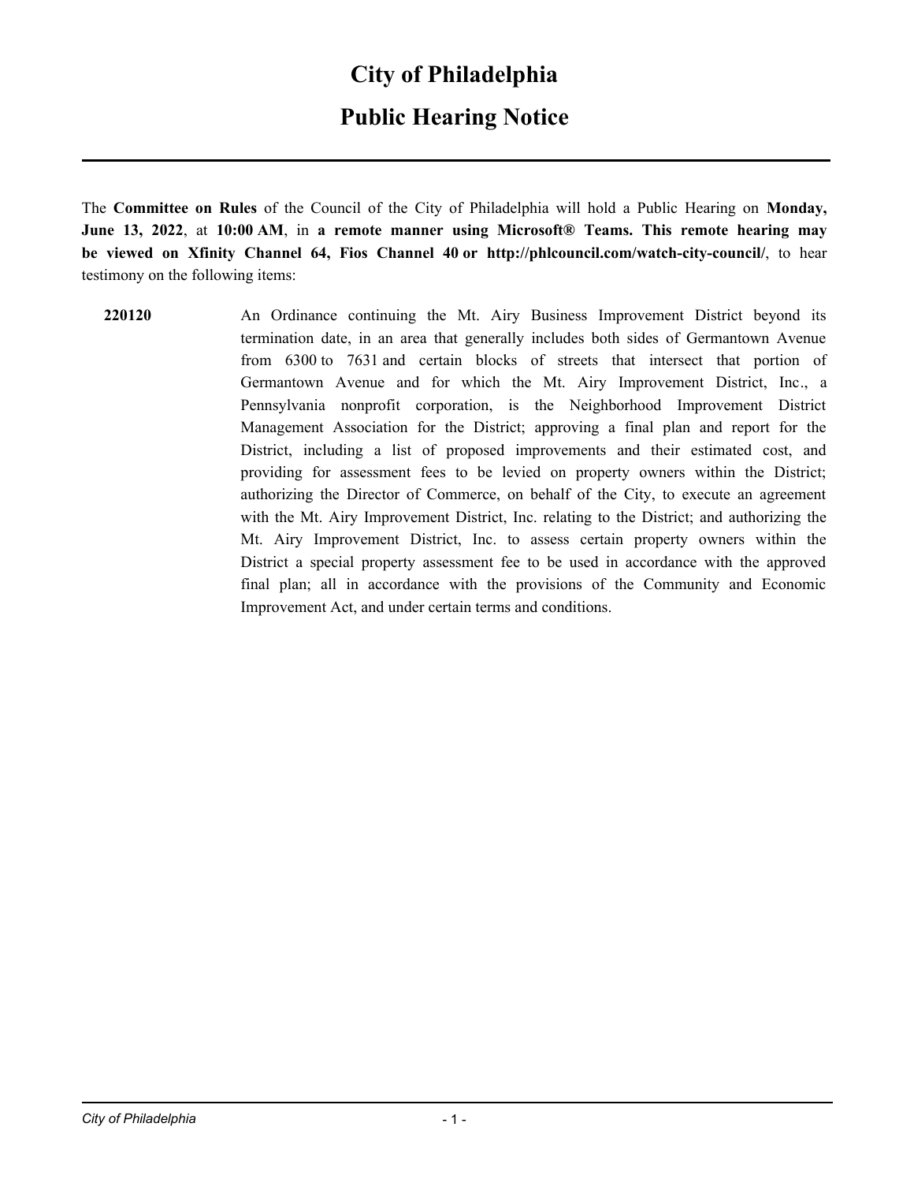# City of Philadelphia

## Public Hearing Notice

---

The **Committee on Rules** of the Council of the City of Philadelphia will hold a Public Hearing on **Monday, June 13, 2022**, at **10:00 AM**, in **a remote manner using Microsoft® Teams. This remote hearing may be viewed on Xfinity Channel 64, Fios Channel 40 or http://phlcouncil.com/watch-city-council/**, to hear testimony on the following items:

**220120** An Ordinance continuing the Mt. Airy Business Improvement District beyond its termination date, in an area that generally includes both sides of Germantown Avenue from 6300 to 7631 and certain blocks of streets that intersect that portion of Germantown Avenue and for which the Mt. Airy Improvement District, Inc., a Pennsylvania nonprofit corporation, is the Neighborhood Improvement District Management Association for the District; approving a final plan and report for the District, including a list of proposed improvements and their estimated cost, and providing for assessment fees to be levied on property owners within the District; authorizing the Director of Commerce, on behalf of the City, to execute an agreement with the Mt. Airy Improvement District, Inc. relating to the District; and authorizing the Mt. Airy Improvement District, Inc. to assess certain property owners within the District a special property assessment fee to be used in accordance with the approved final plan; all in accordance with the provisions of the Community and Economic Improvement Act, and under certain terms and conditions.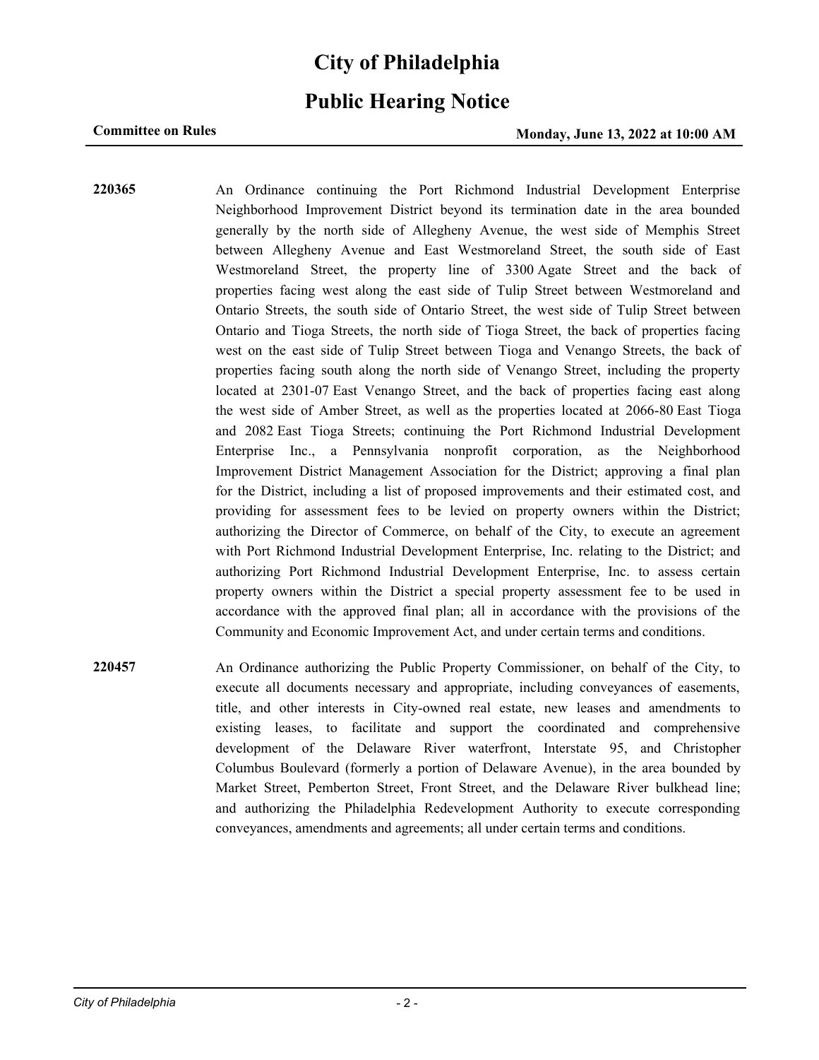# City of Philadelphia

## Public Hearing Notice

**Committee on Rules** **Monday, June 13, 2022 at 10:00 AM**

**220365** An Ordinance continuing the Port Richmond Industrial Development Enterprise Neighborhood Improvement District beyond its termination date in the area bounded generally by the north side of Allegheny Avenue, the west side of Memphis Street between Allegheny Avenue and East Westmoreland Street, the south side of East Westmoreland Street, the property line of 3300 Agate Street and the back of properties facing west along the east side of Tulip Street between Westmoreland and Ontario Streets, the south side of Ontario Street, the west side of Tulip Street between Ontario and Tioga Streets, the north side of Tioga Street, the back of properties facing west on the east side of Tulip Street between Tioga and Venango Streets, the back of properties facing south along the north side of Venango Street, including the property located at 2301-07 East Venango Street, and the back of properties facing east along the west side of Amber Street, as well as the properties located at 2066-80 East Tioga and 2082 East Tioga Streets; continuing the Port Richmond Industrial Development Enterprise Inc., a Pennsylvania nonprofit corporation, as the Neighborhood Improvement District Management Association for the District; approving a final plan for the District, including a list of proposed improvements and their estimated cost, and providing for assessment fees to be levied on property owners within the District; authorizing the Director of Commerce, on behalf of the City, to execute an agreement with Port Richmond Industrial Development Enterprise, Inc. relating to the District; and authorizing Port Richmond Industrial Development Enterprise, Inc. to assess certain property owners within the District a special property assessment fee to be used in accordance with the approved final plan; all in accordance with the provisions of the Community and Economic Improvement Act, and under certain terms and conditions.

**220457** An Ordinance authorizing the Public Property Commissioner, on behalf of the City, to execute all documents necessary and appropriate, including conveyances of easements, title, and other interests in City-owned real estate, new leases and amendments to existing leases, to facilitate and support the coordinated and comprehensive development of the Delaware River waterfront, Interstate 95, and Christopher Columbus Boulevard (formerly a portion of Delaware Avenue), in the area bounded by Market Street, Pemberton Street, Front Street, and the Delaware River bulkhead line; and authorizing the Philadelphia Redevelopment Authority to execute corresponding conveyances, amendments and agreements; all under certain terms and conditions.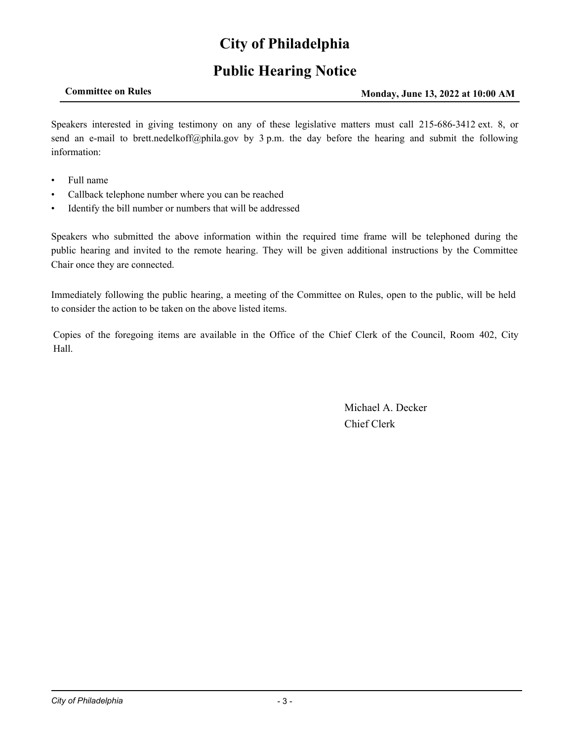# City of Philadelphia

## Public Hearing Notice

**Committee on Rules** **Monday, June 13, 2022 at 10:00 AM**

Speakers interested in giving testimony on any of these legislative matters must call 215-686-3412 ext. 8, or send an e-mail to brett.nedelkoff@phila.gov by 3 p.m. the day before the hearing and submit the following information:

- Full name
- Callback telephone number where you can be reached
- Identify the bill number or numbers that will be addressed

Speakers who submitted the above information within the required time frame will be telephoned during the public hearing and invited to the remote hearing. They will be given additional instructions by the Committee Chair once they are connected.

Immediately following the public hearing, a meeting of the Committee on Rules, open to the public, will be held to consider the action to be taken on the above listed items.

Copies of the foregoing items are available in the Office of the Chief Clerk of the Council, Room 402, City Hall.

Michael A. Decker
Chief Clerk